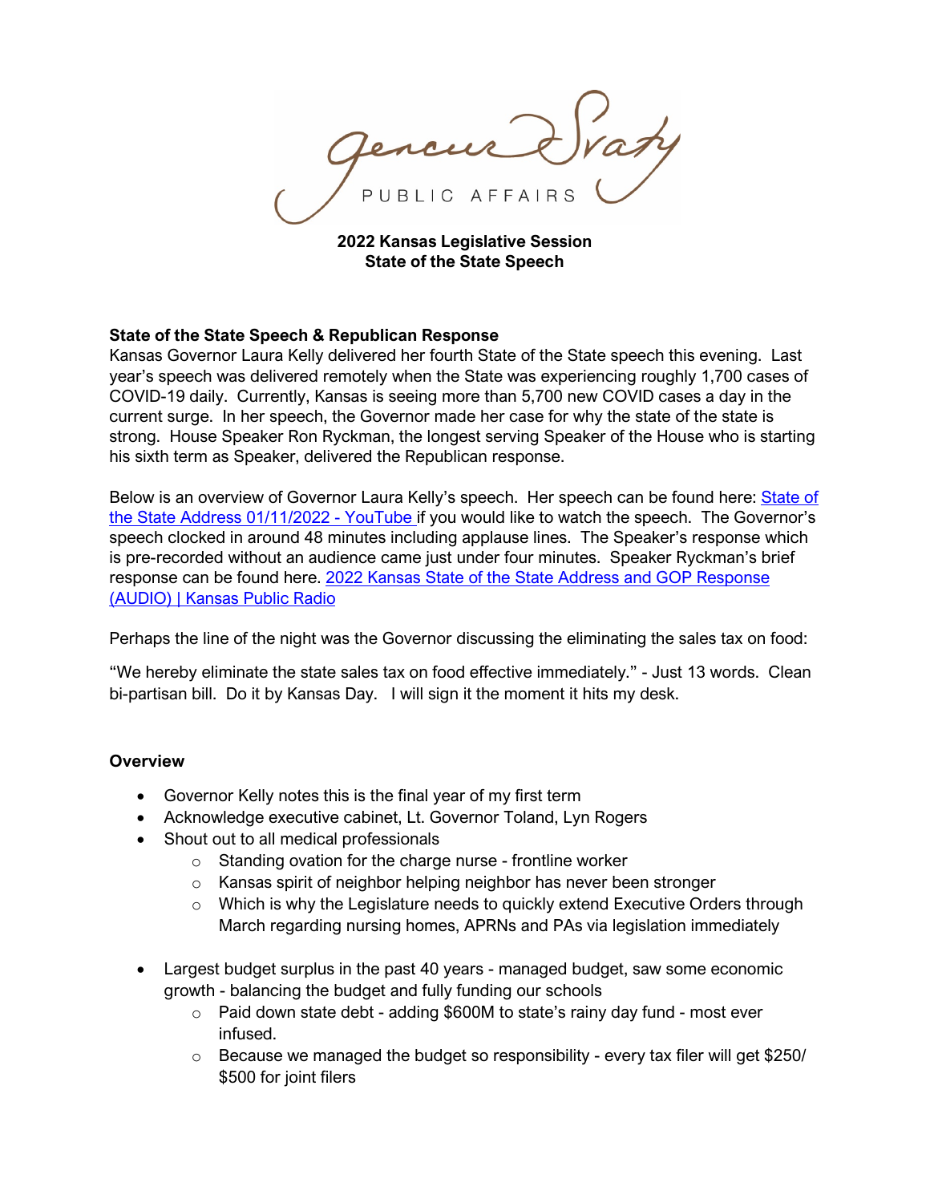Gencur Sraty

PUBLIC AFFAIRS

**2022 Kansas Legislative Session**
**State of the State Speech**

**State of the State Speech & Republican Response**
Kansas Governor Laura Kelly delivered her fourth State of the State speech this evening. Last year's speech was delivered remotely when the State was experiencing roughly 1,700 cases of COVID-19 daily. Currently, Kansas is seeing more than 5,700 new COVID cases a day in the current surge. In her speech, the Governor made her case for why the state of the state is strong. House Speaker Ron Ryckman, the longest serving Speaker of the House who is starting his sixth term as Speaker, delivered the Republican response.

Below is an overview of Governor Laura Kelly's speech. Her speech can be found here: State of the State Address 01/11/2022 - YouTube if you would like to watch the speech. The Governor's speech clocked in around 48 minutes including applause lines. The Speaker's response which is pre-recorded without an audience came just under four minutes. Speaker Ryckman's brief response can be found here. 2022 Kansas State of the State Address and GOP Response (AUDIO) | Kansas Public Radio

Perhaps the line of the night was the Governor discussing the eliminating the sales tax on food:

"We hereby eliminate the state sales tax on food effective immediately." - Just 13 words. Clean bi-partisan bill. Do it by Kansas Day. I will sign it the moment it hits my desk.

**Overview**

- Governor Kelly notes this is the final year of my first term
- Acknowledge executive cabinet, Lt. Governor Toland, Lyn Rogers
- Shout out to all medical professionals
    - Standing ovation for the charge nurse - frontline worker
    - Kansas spirit of neighbor helping neighbor has never been stronger
    - Which is why the Legislature needs to quickly extend Executive Orders through March regarding nursing homes, APRNs and PAs via legislation immediately
- Largest budget surplus in the past 40 years - managed budget, saw some economic growth - balancing the budget and fully funding our schools
    - Paid down state debt - adding $600M to state's rainy day fund - most ever infused.
    - Because we managed the budget so responsibility - every tax filer will get $250/ $500 for joint filers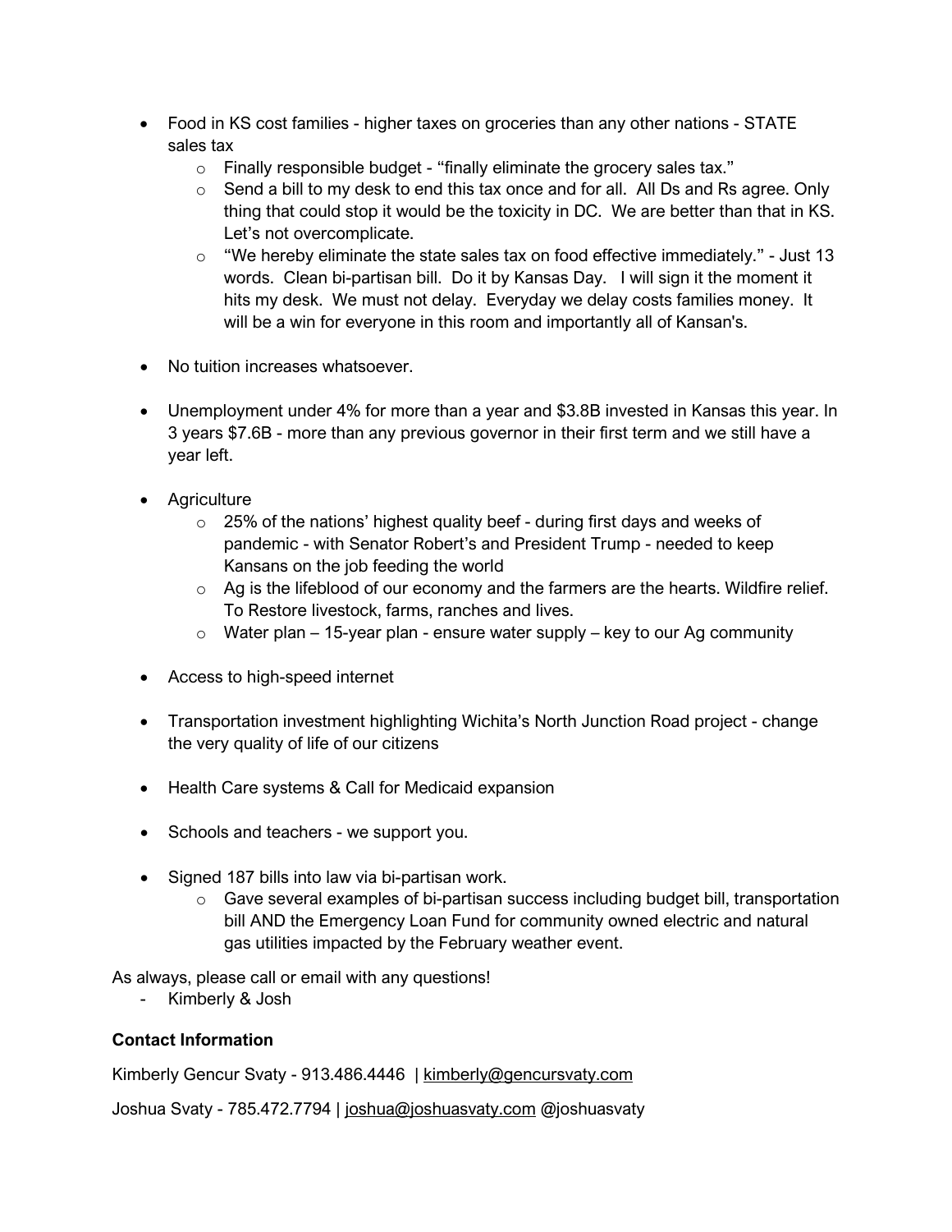- Food in KS cost families - higher taxes on groceries than any other nations - STATE sales tax
  - Finally responsible budget - "finally eliminate the grocery sales tax."
  - Send a bill to my desk to end this tax once and for all. All Ds and Rs agree. Only thing that could stop it would be the toxicity in DC. We are better than that in KS. Let's not overcomplicate.
  - "We hereby eliminate the state sales tax on food effective immediately." - Just 13 words. Clean bi-partisan bill. Do it by Kansas Day. I will sign it the moment it hits my desk. We must not delay. Everyday we delay costs families money. It will be a win for everyone in this room and importantly all of Kansan's.

- No tuition increases whatsoever.

- Unemployment under 4% for more than a year and $3.8B invested in Kansas this year. In 3 years $7.6B - more than any previous governor in their first term and we still have a year left.

- Agriculture
  - 25% of the nations' highest quality beef - during first days and weeks of pandemic - with Senator Robert's and President Trump - needed to keep Kansans on the job feeding the world
  - Ag is the lifeblood of our economy and the farmers are the hearts. Wildfire relief. To Restore livestock, farms, ranches and lives.
  - Water plan – 15-year plan - ensure water supply – key to our Ag community

- Access to high-speed internet

- Transportation investment highlighting Wichita's North Junction Road project - change the very quality of life of our citizens

- Health Care systems & Call for Medicaid expansion

- Schools and teachers - we support you.

- Signed 187 bills into law via bi-partisan work.
  - Gave several examples of bi-partisan success including budget bill, transportation bill AND the Emergency Loan Fund for community owned electric and natural gas utilities impacted by the February weather event.

As always, please call or email with any questions!

- Kimberly & Josh

**Contact Information**

Kimberly Gencur Svaty - 913.486.4446 | kimberly@gencursvaty.com

Joshua Svaty - 785.472.7794 | joshua@joshuasvaty.com @joshuasvaty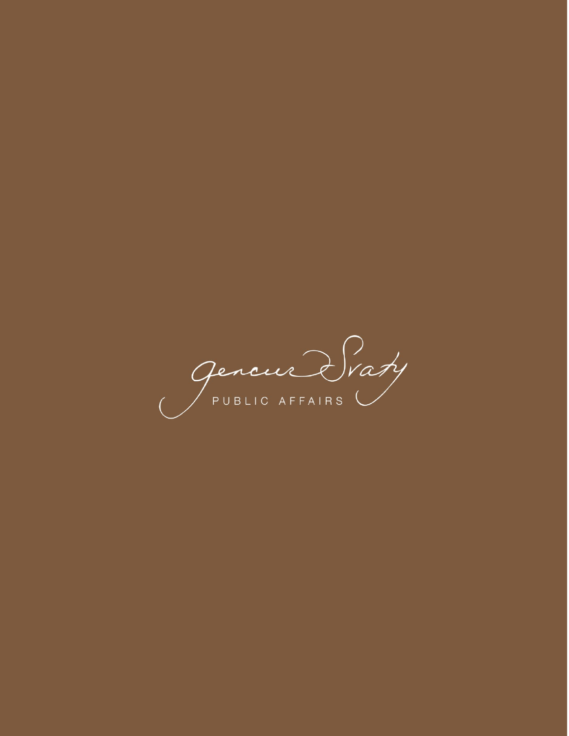Gencur Svaty

PUBLIC AFFAIRS